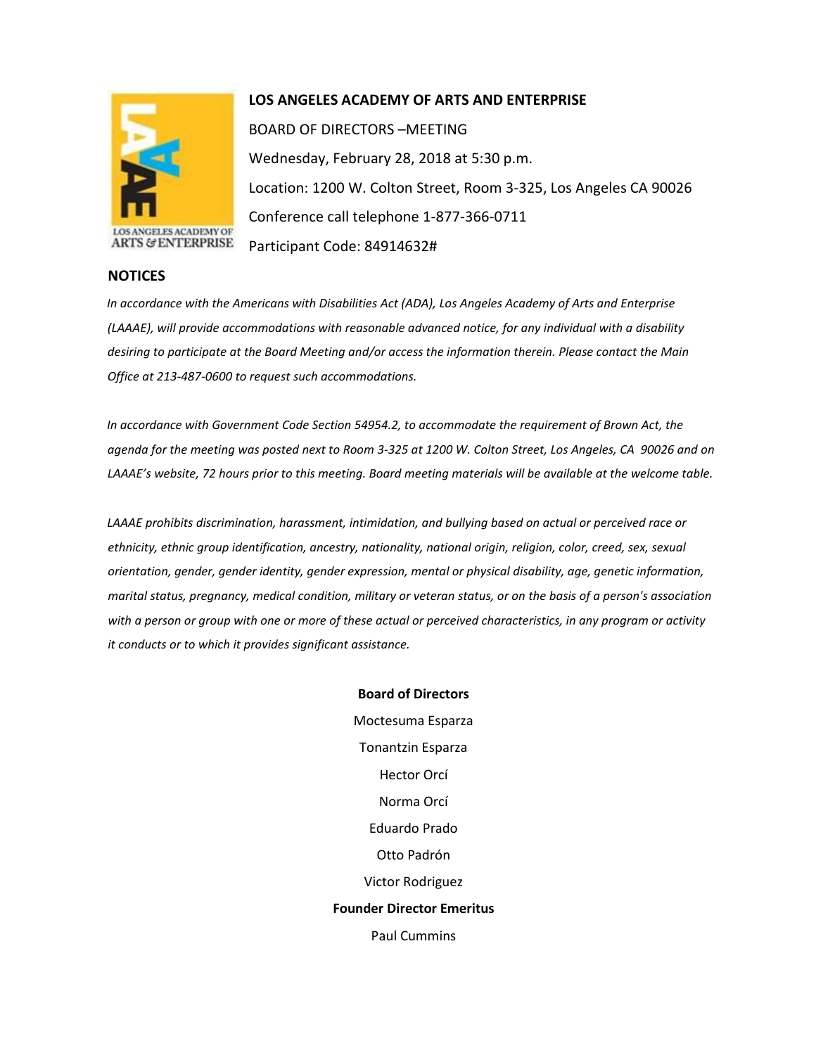# LOS ANGELES ACADEMY OF ARTS AND ENTERPRISE

BOARD OF DIRECTORS –MEETING

Wednesday, February 28, 2018 at 5:30 p.m.

Location: 1200 W. Colton Street, Room 3-325, Los Angeles CA 90026

Conference call telephone 1-877-366-0711

Participant Code: 84914632#

## NOTICES

*In accordance with the Americans with Disabilities Act (ADA), Los Angeles Academy of Arts and Enterprise (LAAAE), will provide accommodations with reasonable advanced notice, for any individual with a disability desiring to participate at the Board Meeting and/or access the information therein. Please contact the Main Office at 213-487-0600 to request such accommodations.*

*In accordance with Government Code Section 54954.2, to accommodate the requirement of Brown Act, the agenda for the meeting was posted next to Room 3-325 at 1200 W. Colton Street, Los Angeles, CA 90026 and on LAAAE's website, 72 hours prior to this meeting. Board meeting materials will be available at the welcome table.*

*LAAAE prohibits discrimination, harassment, intimidation, and bullying based on actual or perceived race or ethnicity, ethnic group identification, ancestry, nationality, national origin, religion, color, creed, sex, sexual orientation, gender, gender identity, gender expression, mental or physical disability, age, genetic information, marital status, pregnancy, medical condition, military or veteran status, or on the basis of a person's association with a person or group with one or more of these actual or perceived characteristics, in any program or activity it conducts or to which it provides significant assistance.*

**Board of Directors**

Moctesuma Esparza

Tonantzin Esparza

Hector Orcí

Norma Orcí

Eduardo Prado

Otto Padrón

Victor Rodriguez

**Founder Director Emeritus**

Paul Cummins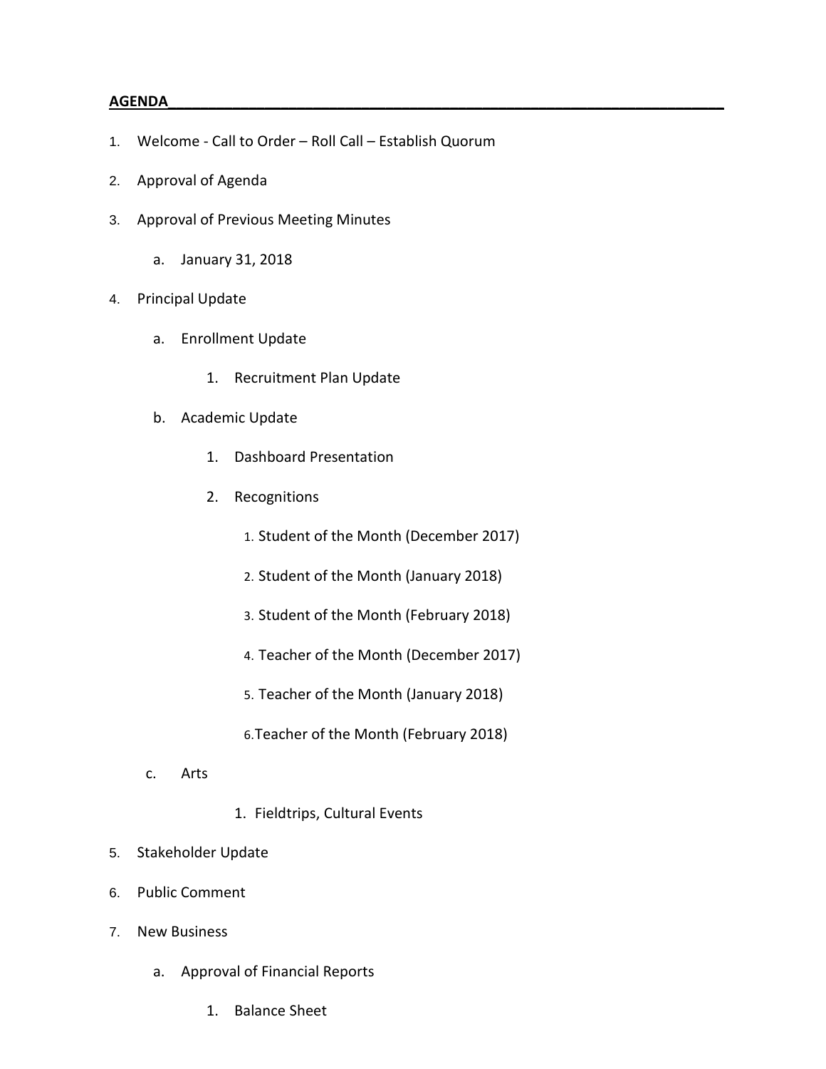**AGENDA**

1. Welcome - Call to Order – Roll Call – Establish Quorum
2. Approval of Agenda
3. Approval of Previous Meeting Minutes
    a. January 31, 2018
4. Principal Update
    a. Enrollment Update
        1. Recruitment Plan Update
    b. Academic Update
        1. Dashboard Presentation
        2. Recognitions
            1. Student of the Month (December 2017)
            2. Student of the Month (January 2018)
            3. Student of the Month (February 2018)
            4. Teacher of the Month (December 2017)
            5. Teacher of the Month (January 2018)
            6. Teacher of the Month (February 2018)
    c. Arts
        1. Fieldtrips, Cultural Events
5. Stakeholder Update
6. Public Comment
7. New Business
    a. Approval of Financial Reports
        1. Balance Sheet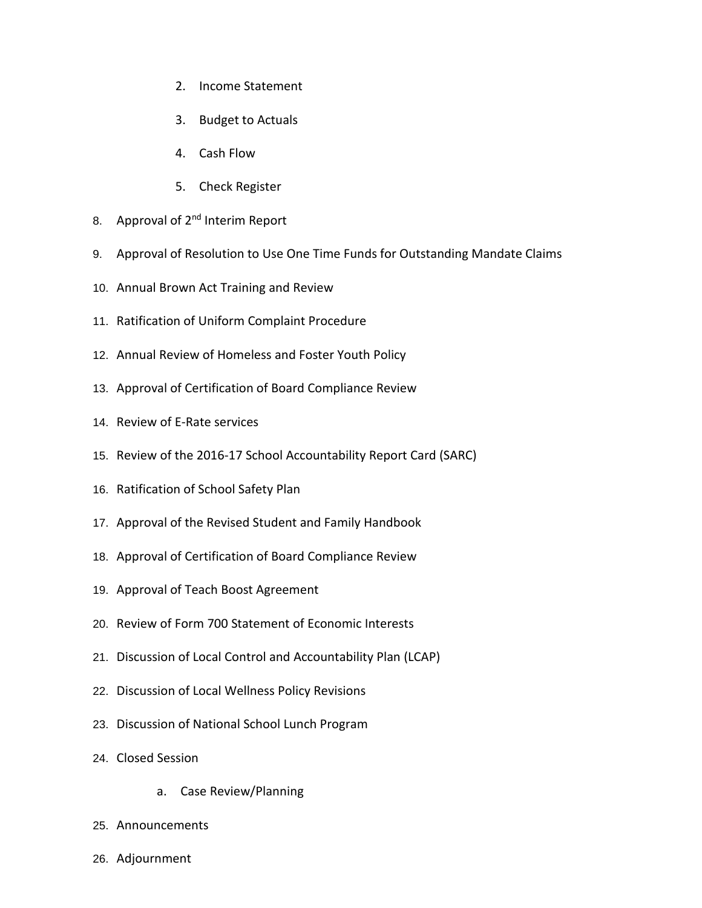2. Income Statement
   3. Budget to Actuals
   4. Cash Flow
   5. Check Register

8. Approval of 2nd Interim Report
9. Approval of Resolution to Use One Time Funds for Outstanding Mandate Claims
10. Annual Brown Act Training and Review
11. Ratification of Uniform Complaint Procedure
12. Annual Review of Homeless and Foster Youth Policy
13. Approval of Certification of Board Compliance Review
14. Review of E-Rate services
15. Review of the 2016-17 School Accountability Report Card (SARC)
16. Ratification of School Safety Plan
17. Approval of the Revised Student and Family Handbook
18. Approval of Certification of Board Compliance Review
19. Approval of Teach Boost Agreement
20. Review of Form 700 Statement of Economic Interests
21. Discussion of Local Control and Accountability Plan (LCAP)
22. Discussion of Local Wellness Policy Revisions
23. Discussion of National School Lunch Program
24. Closed Session
    a. Case Review/Planning
25. Announcements
26. Adjournment